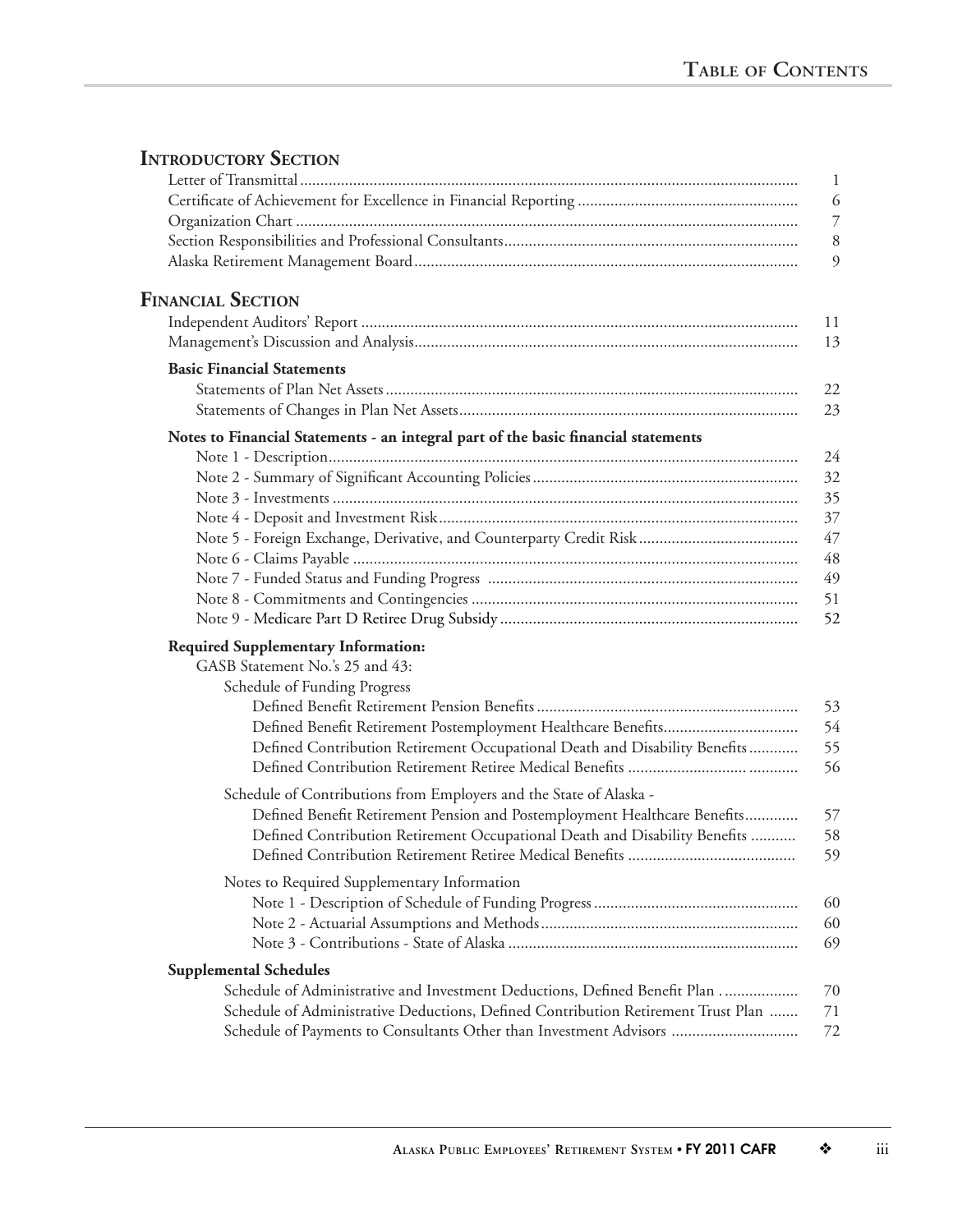# Table of Contents

## Introductory Section

| | |
|---|---|
| Letter of Transmittal | 1 |
| Certificate of Achievement for Excellence in Financial Reporting | 6 |
| Organization Chart | 7 |
| Section Responsibilities and Professional Consultants | 8 |
| Alaska Retirement Management Board | 9 |

## Financial Section

| | |
|---|---|
| Independent Auditors' Report | 11 |
| Management's Discussion and Analysis | 13 |

### Basic Financial Statements

| | |
|---|---|
| Statements of Plan Net Assets | 22 |
| Statements of Changes in Plan Net Assets | 23 |

### Notes to Financial Statements - an integral part of the basic financial statements

| | |
|---|---|
| Note 1 - Description | 24 |
| Note 2 - Summary of Significant Accounting Policies | 32 |
| Note 3 - Investments | 35 |
| Note 4 - Deposit and Investment Risk | 37 |
| Note 5 - Foreign Exchange, Derivative, and Counterparty Credit Risk | 47 |
| Note 6 - Claims Payable | 48 |
| Note 7 - Funded Status and Funding Progress | 49 |
| Note 8 - Commitments and Contingencies | 51 |
| Note 9 - Medicare Part D Retiree Drug Subsidy | 52 |

### Required Supplementary Information:

GASB Statement No.'s 25 and 43:

Schedule of Funding Progress

| | |
|---|---|
| Defined Benefit Retirement Pension Benefits | 53 |
| Defined Benefit Retirement Postemployment Healthcare Benefits | 54 |
| Defined Contribution Retirement Occupational Death and Disability Benefits | 55 |
| Defined Contribution Retirement Retiree Medical Benefits | 56 |

Schedule of Contributions from Employers and the State of Alaska -

| | |
|---|---|
| Defined Benefit Retirement Pension and Postemployment Healthcare Benefits | 57 |
| Defined Contribution Retirement Occupational Death and Disability Benefits | 58 |
| Defined Contribution Retirement Retiree Medical Benefits | 59 |

Notes to Required Supplementary Information

| | |
|---|---|
| Note 1 - Description of Schedule of Funding Progress | 60 |
| Note 2 - Actuarial Assumptions and Methods | 60 |
| Note 3 - Contributions - State of Alaska | 69 |

### Supplemental Schedules

| | |
|---|---|
| Schedule of Administrative and Investment Deductions, Defined Benefit Plan | 70 |
| Schedule of Administrative Deductions, Defined Contribution Retirement Trust Plan | 71 |
| Schedule of Payments to Consultants Other than Investment Advisors | 72 |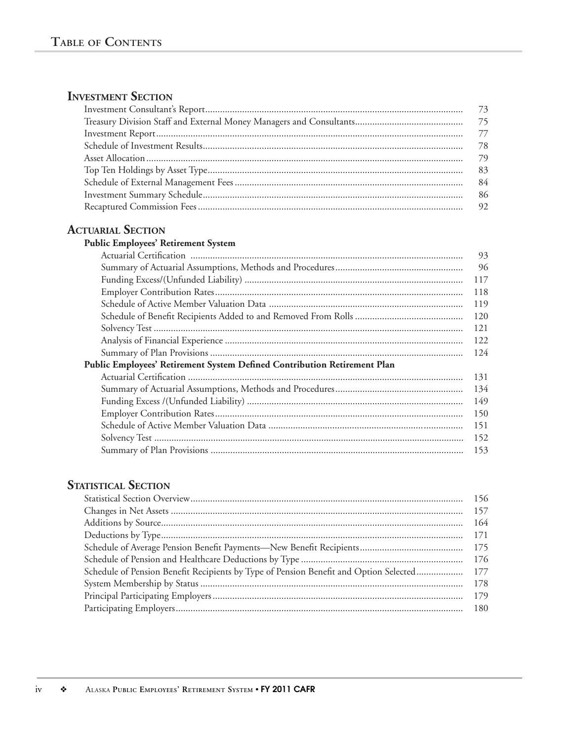# Table of Contents

## Investment Section

| | |
|---|---|
| Investment Consultant's Report | 73 |
| Treasury Division Staff and External Money Managers and Consultants | 75 |
| Investment Report | 77 |
| Schedule of Investment Results | 78 |
| Asset Allocation | 79 |
| Top Ten Holdings by Asset Type | 83 |
| Schedule of External Management Fees | 84 |
| Investment Summary Schedule | 86 |
| Recaptured Commission Fees | 92 |

## Actuarial Section

### Public Employees' Retirement System

| | |
|---|---|
| Actuarial Certification | 93 |
| Summary of Actuarial Assumptions, Methods and Procedures | 96 |
| Funding Excess/(Unfunded Liability) | 117 |
| Employer Contribution Rates | 118 |
| Schedule of Active Member Valuation Data | 119 |
| Schedule of Benefit Recipients Added to and Removed From Rolls | 120 |
| Solvency Test | 121 |
| Analysis of Financial Experience | 122 |
| Summary of Plan Provisions | 124 |

### Public Employees' Retirement System Defined Contribution Retirement Plan

| | |
|---|---|
| Actuarial Certification | 131 |
| Summary of Actuarial Assumptions, Methods and Procedures | 134 |
| Funding Excess /(Unfunded Liability) | 149 |
| Employer Contribution Rates | 150 |
| Schedule of Active Member Valuation Data | 151 |
| Solvency Test | 152 |
| Summary of Plan Provisions | 153 |

## Statistical Section

| | |
|---|---|
| Statistical Section Overview | 156 |
| Changes in Net Assets | 157 |
| Additions by Source | 164 |
| Deductions by Type | 171 |
| Schedule of Average Pension Benefit Payments—New Benefit Recipients | 175 |
| Schedule of Pension and Healthcare Deductions by Type | 176 |
| Schedule of Pension Benefit Recipients by Type of Pension Benefit and Option Selected | 177 |
| System Membership by Status | 178 |
| Principal Participating Employers | 179 |
| Participating Employers | 180 |